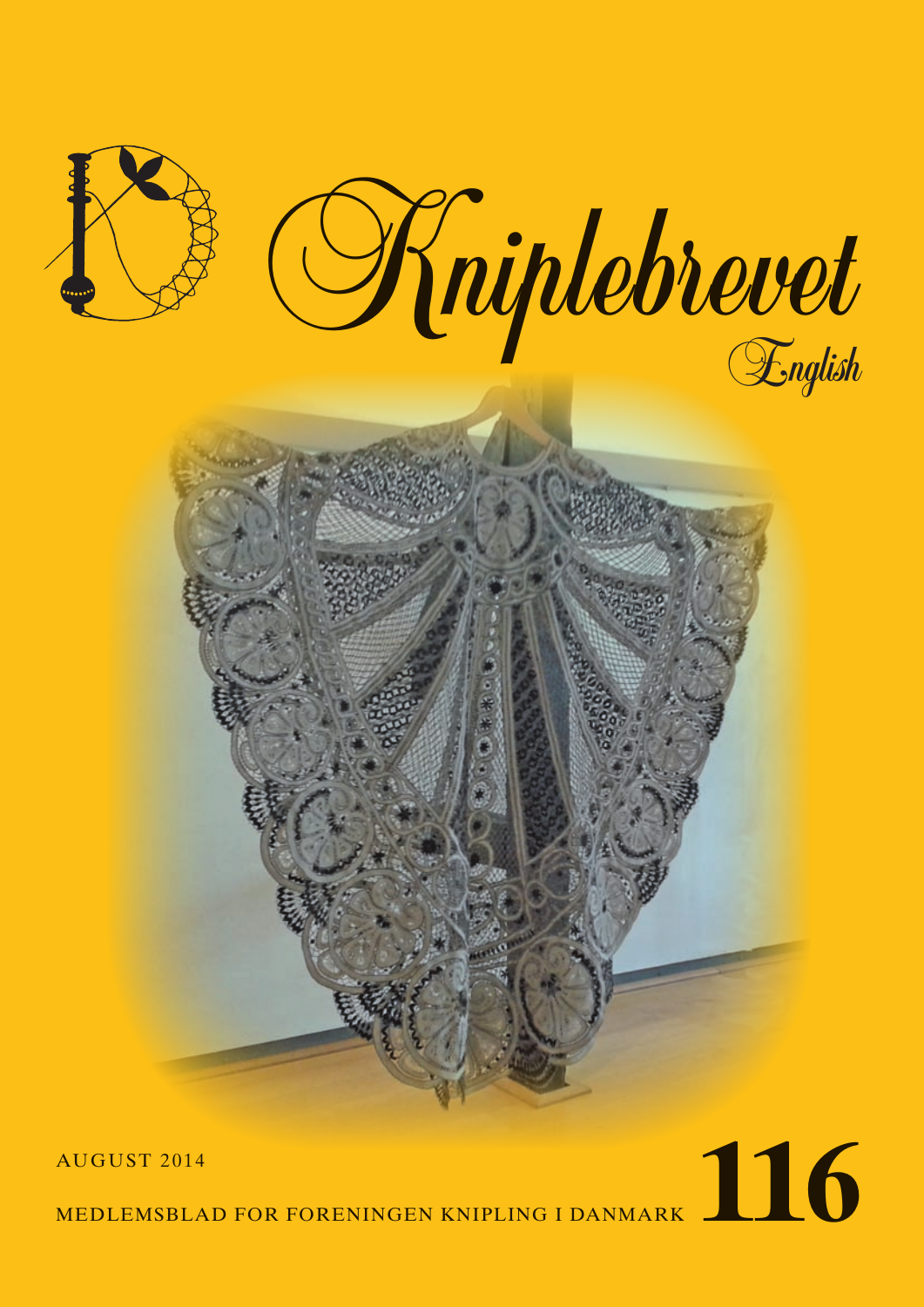# Kniplebrevet

## English

AUGUST 2014

MEDLEMSBLAD FOR FORENINGEN KNIPLING I DANMARK

**116**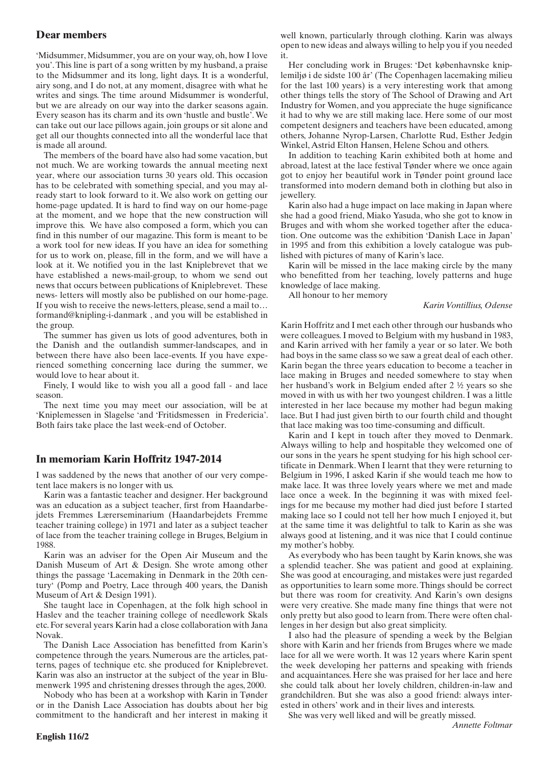## Dear members

'Midsummer, Midsummer, you are on your way, oh, how I love you'. This line is part of a song written by my husband, a praise to the Midsummer and its long, light days. It is a wonderful, airy song, and I do not, at any moment, disagree with what he writes and sings. The time around Midsummer is wonderful, but we are already on our way into the darker seasons again. Every season has its charm and its own 'hustle and bustle'. We can take out our lace pillows again, join groups or sit alone and get all our thoughts connected into all the wonderful lace that is made all around.

The members of the board have also had some vacation, but not much. We are working towards the annual meeting next year, where our association turns 30 years old. This occasion has to be celebrated with something special, and you may already start to look forward to it. We also work on getting our home-page updated. It is hard to find way on our home-page at the moment, and we hope that the new construction will improve this. We have also composed a form, which you can find in this number of our magazine. This form is meant to be a work tool for new ideas. If you have an idea for something for us to work on, please, fill in the form, and we will have a look at it. We notified you in the last Kniplebrevet that we have established a news-mail-group, to whom we send out news that occurs between publications of Kniplebrevet. These news- letters will mostly also be published on our home-page. If you wish to receive the news-letters, please, send a mail to… formand@knipling-i-danmark , and you will be established in the group.

The summer has given us lots of good adventures, both in the Danish and the outlandish summer-landscapes, and in between there have also been lace-events. If you have experienced something concerning lace during the summer, we would love to hear about it.

Finely, I would like to wish you all a good fall - and lace season.

The next time you may meet our association, will be at 'Kniplemessen in Slagelse 'and 'Fritidsmessen in Fredericia'. Both fairs take place the last week-end of October.

## In memoriam Karin Hoffritz 1947-2014

I was saddened by the news that another of our very competent lace makers is no longer with us.

Karin was a fantastic teacher and designer. Her background was an education as a subject teacher, first from Haandarbejdets Fremmes Lærerseminarium (Haandarbejdets Fremme teacher training college) in 1971 and later as a subject teacher of lace from the teacher training college in Bruges, Belgium in 1988.

Karin was an adviser for the Open Air Museum and the Danish Museum of Art & Design. She wrote among other things the passage 'Lacemaking in Denmark in the 20th century' (Pomp and Poetry, Lace through 400 years, the Danish Museum of Art & Design 1991).

She taught lace in Copenhagen, at the folk high school in Haslev and the teacher training college of needlework Skals etc. For several years Karin had a close collaboration with Jana Novak.

The Danish Lace Association has benefitted from Karin's competence through the years. Numerous are the articles, patterns, pages of technique etc. she produced for Kniplebrevet. Karin was also an instructor at the subject of the year in Blumenwerk 1995 and christening dresses through the ages, 2000.

Nobody who has been at a workshop with Karin in Tønder or in the Danish Lace Association has doubts about her big commitment to the handicraft and her interest in making it well known, particularly through clothing. Karin was always open to new ideas and always willing to help you if you needed it.

Her concluding work in Bruges: 'Det københavnske kniplemiljø i de sidste 100 år' (The Copenhagen lacemaking milieu for the last 100 years) is a very interesting work that among other things tells the story of The School of Drawing and Art Industry for Women, and you appreciate the huge significance it had to why we are still making lace. Here some of our most competent designers and teachers have been educated, among others, Johanne Nyrop-Larsen, Charlotte Rud, Esther Jedgin Winkel, Astrid Elton Hansen, Helene Schou and others.

In addition to teaching Karin exhibited both at home and abroad, latest at the lace festival Tønder where we once again got to enjoy her beautiful work in Tønder point ground lace transformed into modern demand both in clothing but also in jewellery.

Karin also had a huge impact on lace making in Japan where she had a good friend, Miako Yasuda, who she got to know in Bruges and with whom she worked together after the education. One outcome was the exhibition 'Danish Lace in Japan' in 1995 and from this exhibition a lovely catalogue was published with pictures of many of Karin's lace.

Karin will be missed in the lace making circle by the many who benefitted from her teaching, lovely patterns and huge knowledge of lace making.

All honour to her memory

*Karin Vontillius, Odense*

Karin Hoffritz and I met each other through our husbands who were colleagues. I moved to Belgium with my husband in 1983, and Karin arrived with her family a year or so later. We both had boys in the same class so we saw a great deal of each other. Karin began the three years education to become a teacher in lace making in Bruges and needed somewhere to stay when her husband's work in Belgium ended after 2 ½ years so she moved in with us with her two youngest children. I was a little interested in her lace because my mother had begun making lace. But I had just given birth to our fourth child and thought that lace making was too time-consuming and difficult.

Karin and I kept in touch after they moved to Denmark. Always willing to help and hospitable they welcomed one of our sons in the years he spent studying for his high school certificate in Denmark. When I learnt that they were returning to Belgium in 1996, I asked Karin if she would teach me how to make lace. It was three lovely years where we met and made lace once a week. In the beginning it was with mixed feelings for me because my mother had died just before I started making lace so I could not tell her how much I enjoyed it, but at the same time it was delightful to talk to Karin as she was always good at listening, and it was nice that I could continue my mother's hobby.

As everybody who has been taught by Karin knows, she was a splendid teacher. She was patient and good at explaining. She was good at encouraging, and mistakes were just regarded as opportunities to learn some more. Things should be correct but there was room for creativity. And Karin's own designs were very creative. She made many fine things that were not only pretty but also good to learn from. There were often challenges in her design but also great simplicity.

I also had the pleasure of spending a week by the Belgian shore with Karin and her friends from Bruges where we made lace for all we were worth. It was 12 years where Karin spent the week developing her patterns and speaking with friends and acquaintances. Here she was praised for her lace and here she could talk about her lovely children, children-in-law and grandchildren. But she was also a good friend: always interested in others' work and in their lives and interests.

She was very well liked and will be greatly missed.

*Annette Foltmar*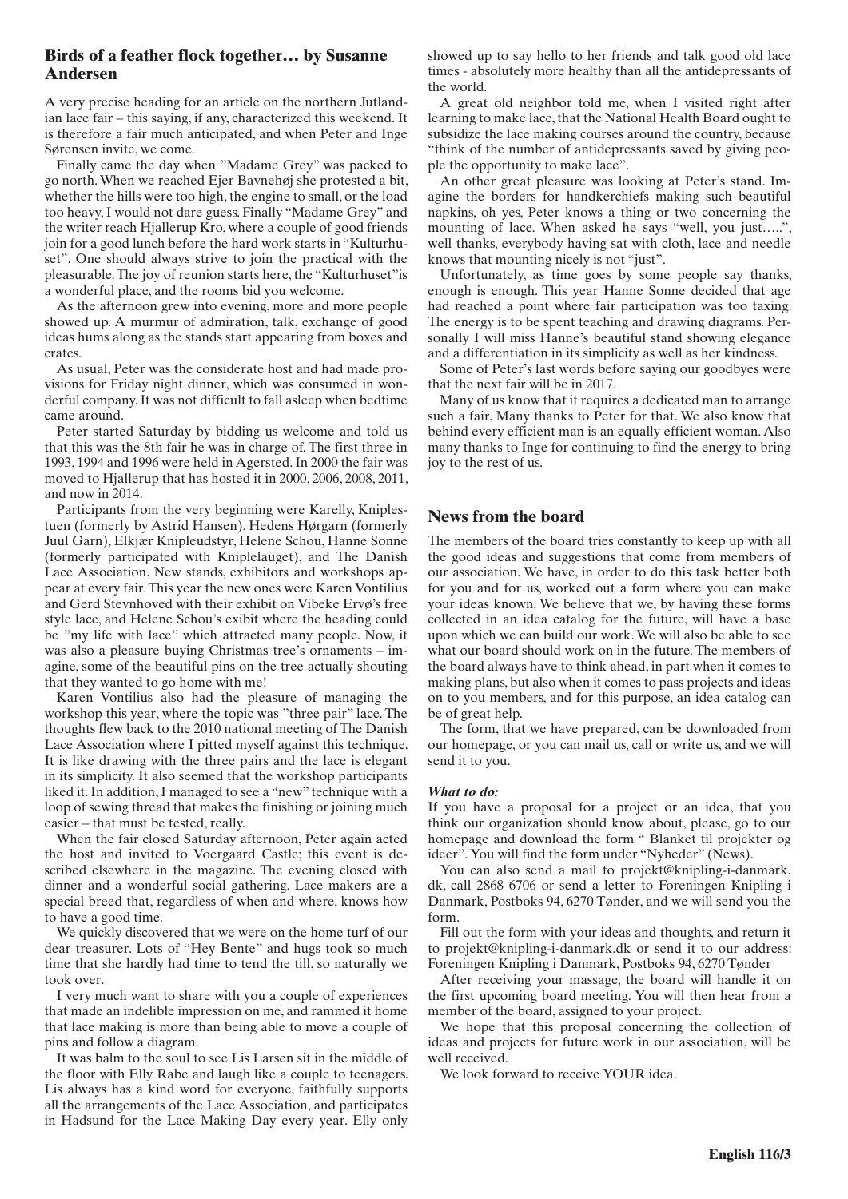## Birds of a feather flock together… by Susanne Andersen

A very precise heading for an article on the northern Jutlandian lace fair – this saying, if any, characterized this weekend. It is therefore a fair much anticipated, and when Peter and Inge Sørensen invite, we come.

Finally came the day when "Madame Grey" was packed to go north. When we reached Ejer Bavnehøj she protested a bit, whether the hills were too high, the engine to small, or the load too heavy, I would not dare guess. Finally "Madame Grey" and the writer reach Hjallerup Kro, where a couple of good friends join for a good lunch before the hard work starts in "Kulturhuset". One should always strive to join the practical with the pleasurable. The joy of reunion starts here, the "Kulturhuset"is a wonderful place, and the rooms bid you welcome.

As the afternoon grew into evening, more and more people showed up. A murmur of admiration, talk, exchange of good ideas hums along as the stands start appearing from boxes and crates.

As usual, Peter was the considerate host and had made provisions for Friday night dinner, which was consumed in wonderful company. It was not difficult to fall asleep when bedtime came around.

Peter started Saturday by bidding us welcome and told us that this was the 8th fair he was in charge of. The first three in 1993, 1994 and 1996 were held in Agersted. In 2000 the fair was moved to Hjallerup that has hosted it in 2000, 2006, 2008, 2011, and now in 2014.

Participants from the very beginning were Karelly, Kniplestuen (formerly by Astrid Hansen), Hedens Hørgarn (formerly Juul Garn), Elkjær Knipleudstyr, Helene Schou, Hanne Sonne (formerly participated with Kniplelauget), and The Danish Lace Association. New stands, exhibitors and workshops appear at every fair. This year the new ones were Karen Vontilius and Gerd Stevnhoved with their exhibit on Vibeke Ervø's free style lace, and Helene Schou's exibit where the heading could be "my life with lace" which attracted many people. Now, it was also a pleasure buying Christmas tree's ornaments – imagine, some of the beautiful pins on the tree actually shouting that they wanted to go home with me!

Karen Vontilius also had the pleasure of managing the workshop this year, where the topic was "three pair" lace. The thoughts flew back to the 2010 national meeting of The Danish Lace Association where I pitted myself against this technique. It is like drawing with the three pairs and the lace is elegant in its simplicity. It also seemed that the workshop participants liked it. In addition, I managed to see a "new" technique with a loop of sewing thread that makes the finishing or joining much easier – that must be tested, really.

When the fair closed Saturday afternoon, Peter again acted the host and invited to Voergaard Castle; this event is described elsewhere in the magazine. The evening closed with dinner and a wonderful social gathering. Lace makers are a special breed that, regardless of when and where, knows how to have a good time.

We quickly discovered that we were on the home turf of our dear treasurer. Lots of "Hey Bente" and hugs took so much time that she hardly had time to tend the till, so naturally we took over.

I very much want to share with you a couple of experiences that made an indelible impression on me, and rammed it home that lace making is more than being able to move a couple of pins and follow a diagram.

It was balm to the soul to see Lis Larsen sit in the middle of the floor with Elly Rabe and laugh like a couple to teenagers. Lis always has a kind word for everyone, faithfully supports all the arrangements of the Lace Association, and participates in Hadsund for the Lace Making Day every year. Elly only showed up to say hello to her friends and talk good old lace times - absolutely more healthy than all the antidepressants of the world.

A great old neighbor told me, when I visited right after learning to make lace, that the National Health Board ought to subsidize the lace making courses around the country, because "think of the number of antidepressants saved by giving people the opportunity to make lace".

An other great pleasure was looking at Peter's stand. Imagine the borders for handkerchiefs making such beautiful napkins, oh yes, Peter knows a thing or two concerning the mounting of lace. When asked he says "well, you just…..", well thanks, everybody having sat with cloth, lace and needle knows that mounting nicely is not "just".

Unfortunately, as time goes by some people say thanks, enough is enough. This year Hanne Sonne decided that age had reached a point where fair participation was too taxing. The energy is to be spent teaching and drawing diagrams. Personally I will miss Hanne's beautiful stand showing elegance and a differentiation in its simplicity as well as her kindness.

Some of Peter's last words before saying our goodbyes were that the next fair will be in 2017.

Many of us know that it requires a dedicated man to arrange such a fair. Many thanks to Peter for that. We also know that behind every efficient man is an equally efficient woman. Also many thanks to Inge for continuing to find the energy to bring joy to the rest of us.

## News from the board

The members of the board tries constantly to keep up with all the good ideas and suggestions that come from members of our association. We have, in order to do this task better both for you and for us, worked out a form where you can make your ideas known. We believe that we, by having these forms collected in an idea catalog for the future, will have a base upon which we can build our work. We will also be able to see what our board should work on in the future. The members of the board always have to think ahead, in part when it comes to making plans, but also when it comes to pass projects and ideas on to you members, and for this purpose, an idea catalog can be of great help.

The form, that we have prepared, can be downloaded from our homepage, or you can mail us, call or write us, and we will send it to you.

***What to do:***

If you have a proposal for a project or an idea, that you think our organization should know about, please, go to our homepage and download the form " Blanket til projekter og ideer". You will find the form under "Nyheder" (News).

You can also send a mail to projekt@knipling-i-danmark.dk, call 2868 6706 or send a letter to Foreningen Knipling i Danmark, Postboks 94, 6270 Tønder, and we will send you the form.

Fill out the form with your ideas and thoughts, and return it to projekt@knipling-i-danmark.dk or send it to our address: Foreningen Knipling i Danmark, Postboks 94, 6270 Tønder

After receiving your massage, the board will handle it on the first upcoming board meeting. You will then hear from a member of the board, assigned to your project.

We hope that this proposal concerning the collection of ideas and projects for future work in our association, will be well received.

We look forward to receive YOUR idea.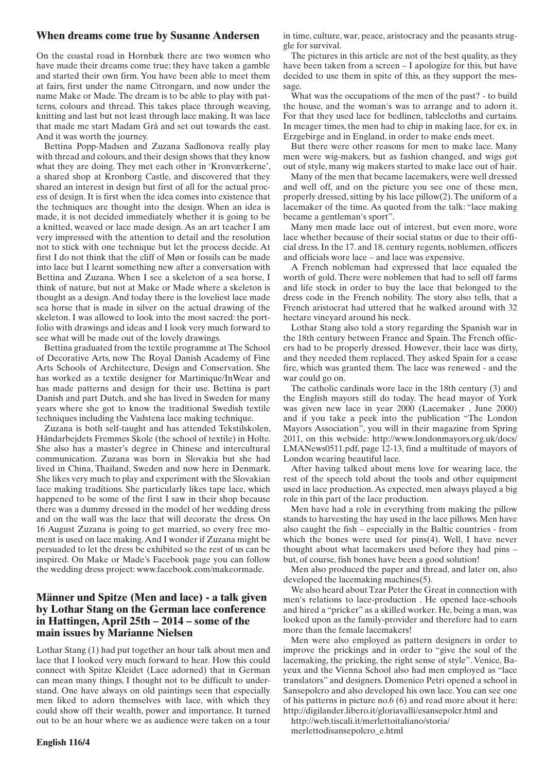## When dreams come true by Susanne Andersen

On the coastal road in Hornbæk there are two women who have made their dreams come true; they have taken a gamble and started their own firm. You have been able to meet them at fairs, first under the name Citrongarn, and now under the name Make or Made. The dream is to be able to play with patterns, colours and thread. This takes place through weaving, knitting and last but not least through lace making. It was lace that made me start Madam Grå and set out towards the east. And it was worth the journey.

Bettina Popp-Madsen and Zuzana Sadlonova really play with thread and colours, and their design shows that they know what they are doing. They met each other in 'Kronværkerne', a shared shop at Kronborg Castle, and discovered that they shared an interest in design but first of all for the actual process of design. It is first when the idea comes into existence that the techniques are thought into the design. When an idea is made, it is not decided immediately whether it is going to be a knitted, weaved or lace made design. As an art teacher I am very impressed with the attention to detail and the resolution not to stick with one technique but let the process decide. At first I do not think that the cliff of Møn or fossils can be made into lace but I learnt something new after a conversation with Bettina and Zuzana. When I see a skeleton of a sea horse, I think of nature, but not at Make or Made where a skeleton is thought as a design. And today there is the loveliest lace made sea horse that is made in silver on the actual drawing of the skeleton. I was allowed to look into the most sacred: the portfolio with drawings and ideas and I look very much forward to see what will be made out of the lovely drawings.

Bettina graduated from the textile programme at The School of Decorative Arts, now The Royal Danish Academy of Fine Arts Schools of Architecture, Design and Conservation. She has worked as a textile designer for Martinique/InWear and has made patterns and design for their use. Bettina is part Danish and part Dutch, and she has lived in Sweden for many years where she got to know the traditional Swedish textile techniques including the Vadstena lace making technique.

Zuzana is both self-taught and has attended Tekstilskolen, Håndarbejdets Fremmes Skole (the school of textile) in Holte. She also has a master's degree in Chinese and intercultural communication. Zuzana was born in Slovakia but she had lived in China, Thailand, Sweden and now here in Denmark. She likes very much to play and experiment with the Slovakian lace making traditions. She particularly likes tape lace, which happened to be some of the first I saw in their shop because there was a dummy dressed in the model of her wedding dress and on the wall was the lace that will decorate the dress. On 16 August Zuzana is going to get married, so every free moment is used on lace making. And I wonder if Zuzana might be persuaded to let the dress be exhibited so the rest of us can be inspired. On Make or Made's Facebook page you can follow the wedding dress project: www.facebook.com/makeormade.

## Männer und Spitze (Men and lace) - a talk given by Lothar Stang on the German lace conference in Hattingen, April 25th – 2014 – some of the main issues by Marianne Nielsen

Lothar Stang (1) had put together an hour talk about men and lace that I looked very much forward to hear. How this could connect with Spitze Kleidet (Lace adorned) that in German can mean many things, I thought not to be difficult to understand. One have always on old paintings seen that especially men liked to adorn themselves with lace, with which they could show off their wealth, power and importance. It turned out to be an hour where we as audience were taken on a tour in time, culture, war, peace, aristocracy and the peasants struggle for survival.

The pictures in this article are not of the best quality, as they have been taken from a screen – I apologize for this, but have decided to use them in spite of this, as they support the message.

What was the occupations of the men of the past? - to build the house, and the woman's was to arrange and to adorn it. For that they used lace for bedlinen, tablecloths and curtains. In meager times, the men had to chip in making lace, for ex. in Erzgebirge and in England, in order to make ends meet.

But there were other reasons for men to make lace. Many men were wig-makers, but as fashion changed, and wigs got out of style, many wig makers started to make lace out of hair.

Many of the men that became lacemakers, were well dressed and well off, and on the picture you see one of these men, properly dressed, sitting by his lace pillow(2). The uniform of a lacemaker of the time. As quoted from the talk: "lace making became a gentleman's sport".

Many men made lace out of interest, but even more, wore lace whether because of their social status or due to their official dress. In the 17. and 18. century regents, noblemen, officers and officials wore lace – and lace was expensive.

A French nobleman had expressed that lace equaled the worth of gold. There were noblemen that had to sell off farms and life stock in order to buy the lace that belonged to the dress code in the French nobility. The story also tells, that a French aristocrat had uttered that he walked around with 32 hectare vineyard around his neck.

Lothar Stang also told a story regarding the Spanish war in the 18th century between France and Spain. The French officers had to be properly dressed. However, their lace was dirty, and they needed them replaced. They asked Spain for a cease fire, which was granted them. The lace was renewed - and the war could go on.

The catholic cardinals wore lace in the 18th century (3) and the English mayors still do today. The head mayor of York was given new lace in year 2000 (Lacemaker , June 2000) and if you take a peek into the publication "The London Mayors Association", you will in their magazine from Spring 2011, on this webside: http://www.londonmayors.org.uk/docs/LMANews0511.pdf, page 12-13, find a multitude of mayors of London wearing beautiful lace.

After having talked about mens love for wearing lace, the rest of the speech told about the tools and other equipment used in lace production. As expected, men always played a big role in this part of the lace production.

Men have had a role in everything from making the pillow stands to harvesting the hay used in the lace pillows. Men have also caught the fish – especially in the Baltic countries - from which the bones were used for pins(4). Well, I have never thought about what lacemakers used before they had pins – but, of course, fish bones have been a good solution!

Men also produced the paper and thread, and later on, also developed the lacemaking machines(5).

We also heard about Tzar Peter the Great in connection with men's relations to lace-production . He opened lace-schools and hired a "pricker" as a skilled worker. He, being a man, was looked upon as the family-provider and therefore had to earn more than the female lacemakers!

Men were also employed as pattern designers in order to improve the prickings and in order to "give the soul of the lacemaking, the pricking, the right sense of style". Venice, Bayeux and the Vienna School also had men employed as "lace translators" and designers. Domenico Petri opened a school in Sansepolcro and also developed his own lace. You can see one of his patterns in picture no.6 (6) and read more about it here: http://digilander.libero.it/gloriavalli/esansepolcr.html and http://web.tiscali.it/merlettoitaliano/storia/merlettodisansepolcro_e.html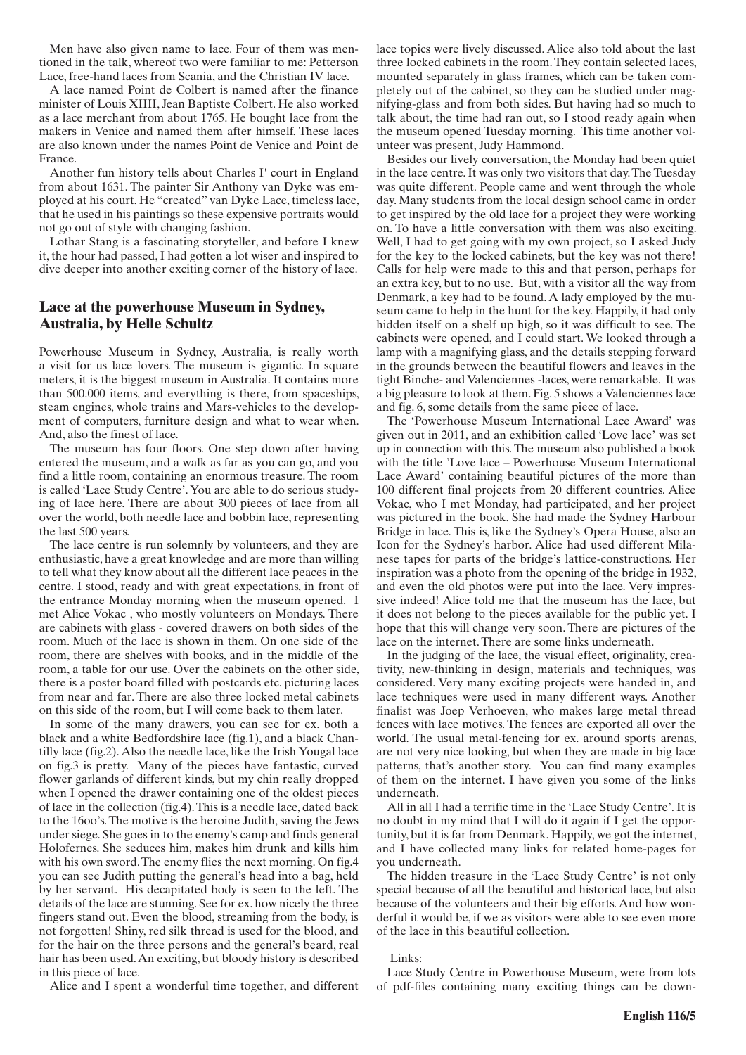Men have also given name to lace. Four of them was mentioned in the talk, whereof two were familiar to me: Petterson Lace, free-hand laces from Scania, and the Christian IV lace.

A lace named Point de Colbert is named after the finance minister of Louis XIIII, Jean Baptiste Colbert. He also worked as a lace merchant from about 1765. He bought lace from the makers in Venice and named them after himself. These laces are also known under the names Point de Venice and Point de France.

Another fun history tells about Charles I' court in England from about 1631. The painter Sir Anthony van Dyke was employed at his court. He "created" van Dyke Lace, timeless lace, that he used in his paintings so these expensive portraits would not go out of style with changing fashion.

Lothar Stang is a fascinating storyteller, and before I knew it, the hour had passed, I had gotten a lot wiser and inspired to dive deeper into another exciting corner of the history of lace.

## Lace at the powerhouse Museum in Sydney, Australia, by Helle Schultz

Powerhouse Museum in Sydney, Australia, is really worth a visit for us lace lovers. The museum is gigantic. In square meters, it is the biggest museum in Australia. It contains more than 500.000 items, and everything is there, from spaceships, steam engines, whole trains and Mars-vehicles to the development of computers, furniture design and what to wear when. And, also the finest of lace.

The museum has four floors. One step down after having entered the museum, and a walk as far as you can go, and you find a little room, containing an enormous treasure. The room is called 'Lace Study Centre'. You are able to do serious studying of lace here. There are about 300 pieces of lace from all over the world, both needle lace and bobbin lace, representing the last 500 years.

The lace centre is run solemnly by volunteers, and they are enthusiastic, have a great knowledge and are more than willing to tell what they know about all the different lace peaces in the centre. I stood, ready and with great expectations, in front of the entrance Monday morning when the museum opened. I met Alice Vokac , who mostly volunteers on Mondays. There are cabinets with glass - covered drawers on both sides of the room. Much of the lace is shown in them. On one side of the room, there are shelves with books, and in the middle of the room, a table for our use. Over the cabinets on the other side, there is a poster board filled with postcards etc. picturing laces from near and far. There are also three locked metal cabinets on this side of the room, but I will come back to them later.

In some of the many drawers, you can see for ex. both a black and a white Bedfordshire lace (fig.1), and a black Chantilly lace (fig.2). Also the needle lace, like the Irish Yougal lace on fig.3 is pretty. Many of the pieces have fantastic, curved flower garlands of different kinds, but my chin really dropped when I opened the drawer containing one of the oldest pieces of lace in the collection (fig.4). This is a needle lace, dated back to the 16oo's. The motive is the heroine Judith, saving the Jews under siege. She goes in to the enemy's camp and finds general Holofernes. She seduces him, makes him drunk and kills him with his own sword. The enemy flies the next morning. On fig.4 you can see Judith putting the general's head into a bag, held by her servant. His decapitated body is seen to the left. The details of the lace are stunning. See for ex. how nicely the three fingers stand out. Even the blood, streaming from the body, is not forgotten! Shiny, red silk thread is used for the blood, and for the hair on the three persons and the general's beard, real hair has been used. An exciting, but bloody history is described in this piece of lace.

Alice and I spent a wonderful time together, and different lace topics were lively discussed. Alice also told about the last three locked cabinets in the room. They contain selected laces, mounted separately in glass frames, which can be taken completely out of the cabinet, so they can be studied under magnifying-glass and from both sides. But having had so much to talk about, the time had ran out, so I stood ready again when the museum opened Tuesday morning. This time another volunteer was present, Judy Hammond.

Besides our lively conversation, the Monday had been quiet in the lace centre. It was only two visitors that day. The Tuesday was quite different. People came and went through the whole day. Many students from the local design school came in order to get inspired by the old lace for a project they were working on. To have a little conversation with them was also exciting. Well, I had to get going with my own project, so I asked Judy for the key to the locked cabinets, but the key was not there! Calls for help were made to this and that person, perhaps for an extra key, but to no use. But, with a visitor all the way from Denmark, a key had to be found. A lady employed by the museum came to help in the hunt for the key. Happily, it had only hidden itself on a shelf up high, so it was difficult to see. The cabinets were opened, and I could start. We looked through a lamp with a magnifying glass, and the details stepping forward in the grounds between the beautiful flowers and leaves in the tight Binche- and Valenciennes -laces, were remarkable. It was a big pleasure to look at them. Fig. 5 shows a Valenciennes lace and fig. 6, some details from the same piece of lace.

The 'Powerhouse Museum International Lace Award' was given out in 2011, and an exhibition called 'Love lace' was set up in connection with this. The museum also published a book with the title 'Love lace – Powerhouse Museum International Lace Award' containing beautiful pictures of the more than 100 different final projects from 20 different countries. Alice Vokac, who I met Monday, had participated, and her project was pictured in the book. She had made the Sydney Harbour Bridge in lace. This is, like the Sydney's Opera House, also an Icon for the Sydney's harbor. Alice had used different Milanese tapes for parts of the bridge's lattice-constructions. Her inspiration was a photo from the opening of the bridge in 1932, and even the old photos were put into the lace. Very impressive indeed! Alice told me that the museum has the lace, but it does not belong to the pieces available for the public yet. I hope that this will change very soon. There are pictures of the lace on the internet. There are some links underneath.

In the judging of the lace, the visual effect, originality, creativity, new-thinking in design, materials and techniques, was considered. Very many exciting projects were handed in, and lace techniques were used in many different ways. Another finalist was Joep Verhoeven, who makes large metal thread fences with lace motives. The fences are exported all over the world. The usual metal-fencing for ex. around sports arenas, are not very nice looking, but when they are made in big lace patterns, that's another story. You can find many examples of them on the internet. I have given you some of the links underneath.

All in all I had a terrific time in the 'Lace Study Centre'. It is no doubt in my mind that I will do it again if I get the opportunity, but it is far from Denmark. Happily, we got the internet, and I have collected many links for related home-pages for you underneath.

The hidden treasure in the 'Lace Study Centre' is not only special because of all the beautiful and historical lace, but also because of the volunteers and their big efforts. And how wonderful it would be, if we as visitors were able to see even more of the lace in this beautiful collection.

Links:

Lace Study Centre in Powerhouse Museum, were from lots of pdf-files containing many exciting things can be down-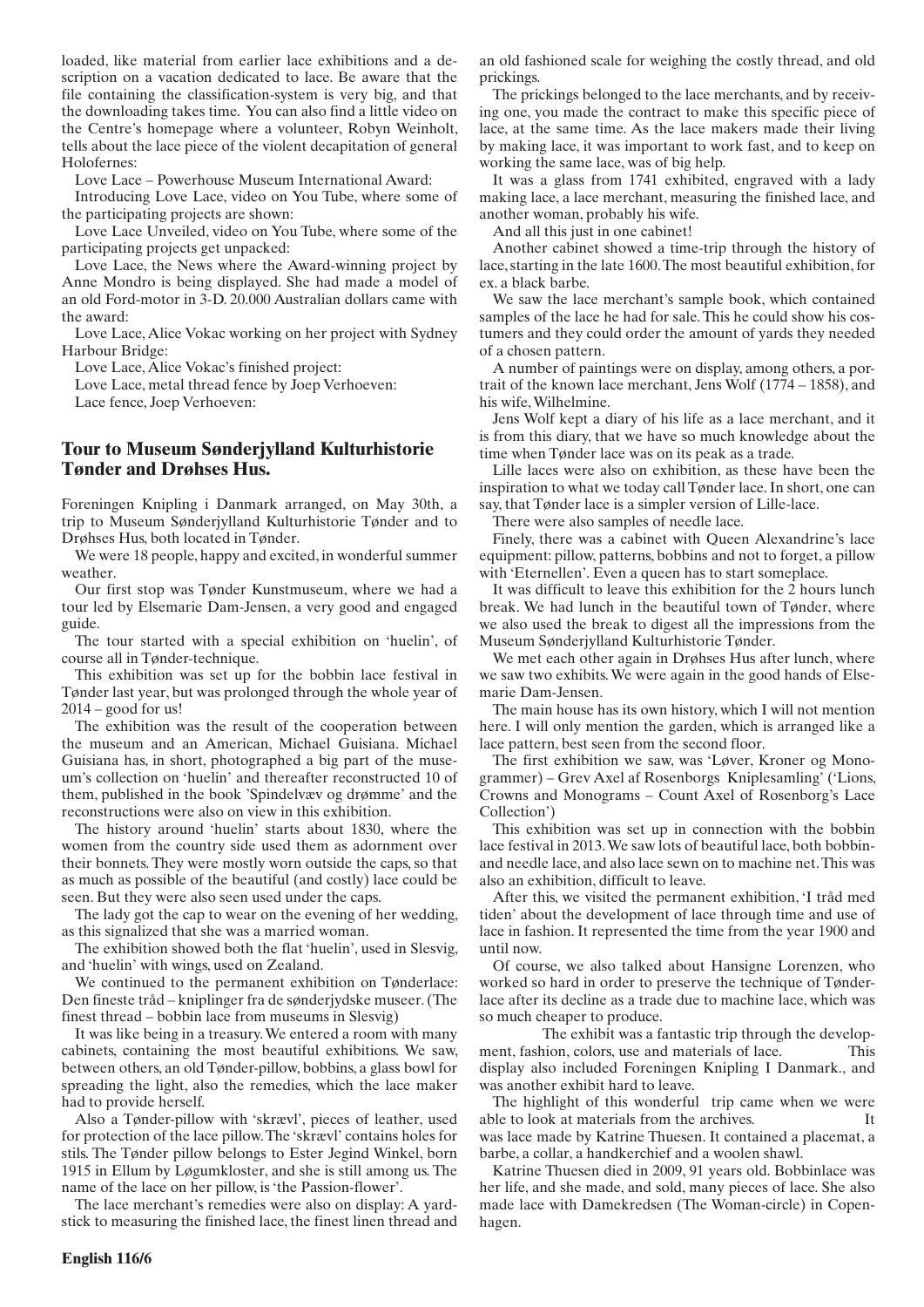loaded, like material from earlier lace exhibitions and a description on a vacation dedicated to lace. Be aware that the file containing the classification-system is very big, and that the downloading takes time. You can also find a little video on the Centre's homepage where a volunteer, Robyn Weinholt, tells about the lace piece of the violent decapitation of general Holofernes:

Love Lace – Powerhouse Museum International Award:

Introducing Love Lace, video on You Tube, where some of the participating projects are shown:

Love Lace Unveiled, video on You Tube, where some of the participating projects get unpacked:

Love Lace, the News where the Award-winning project by Anne Mondro is being displayed. She had made a model of an old Ford-motor in 3-D. 20.000 Australian dollars came with the award:

Love Lace, Alice Vokac working on her project with Sydney Harbour Bridge:

Love Lace, Alice Vokac's finished project:

Love Lace, metal thread fence by Joep Verhoeven:

Lace fence, Joep Verhoeven:

## Tour to Museum Sønderjylland Kulturhistorie Tønder and Drøhses Hus.

Foreningen Knipling i Danmark arranged, on May 30th, a trip to Museum Sønderjylland Kulturhistorie Tønder and to Drøhses Hus, both located in Tønder.

We were 18 people, happy and excited, in wonderful summer weather.

Our first stop was Tønder Kunstmuseum, where we had a tour led by Elsemarie Dam-Jensen, a very good and engaged guide.

The tour started with a special exhibition on 'huelin', of course all in Tønder-technique.

This exhibition was set up for the bobbin lace festival in Tønder last year, but was prolonged through the whole year of 2014 – good for us!

The exhibition was the result of the cooperation between the museum and an American, Michael Guisiana. Michael Guisiana has, in short, photographed a big part of the museum's collection on 'huelin' and thereafter reconstructed 10 of them, published in the book 'Spindelvæv og drømme' and the reconstructions were also on view in this exhibition.

The history around 'huelin' starts about 1830, where the women from the country side used them as adornment over their bonnets. They were mostly worn outside the caps, so that as much as possible of the beautiful (and costly) lace could be seen. But they were also seen used under the caps.

The lady got the cap to wear on the evening of her wedding, as this signalized that she was a married woman.

The exhibition showed both the flat 'huelin', used in Slesvig, and 'huelin' with wings, used on Zealand.

We continued to the permanent exhibition on Tønderlace: Den fineste tråd – kniplinger fra de sønderjydske museer. (The finest thread – bobbin lace from museums in Slesvig)

It was like being in a treasury. We entered a room with many cabinets, containing the most beautiful exhibitions. We saw, between others, an old Tønder-pillow, bobbins, a glass bowl for spreading the light, also the remedies, which the lace maker had to provide herself.

Also a Tønder-pillow with 'skrævl', pieces of leather, used for protection of the lace pillow. The 'skrævl' contains holes for stils. The Tønder pillow belongs to Ester Jegind Winkel, born 1915 in Ellum by Løgumkloster, and she is still among us. The name of the lace on her pillow, is 'the Passion-flower'.

The lace merchant's remedies were also on display: A yardstick to measuring the finished lace, the finest linen thread and an old fashioned scale for weighing the costly thread, and old prickings.

The prickings belonged to the lace merchants, and by receiving one, you made the contract to make this specific piece of lace, at the same time. As the lace makers made their living by making lace, it was important to work fast, and to keep on working the same lace, was of big help.

It was a glass from 1741 exhibited, engraved with a lady making lace, a lace merchant, measuring the finished lace, and another woman, probably his wife.

And all this just in one cabinet!

Another cabinet showed a time-trip through the history of lace, starting in the late 1600. The most beautiful exhibition, for ex. a black barbe.

We saw the lace merchant's sample book, which contained samples of the lace he had for sale. This he could show his costumers and they could order the amount of yards they needed of a chosen pattern.

A number of paintings were on display, among others, a portrait of the known lace merchant, Jens Wolf (1774 – 1858), and his wife, Wilhelmine.

Jens Wolf kept a diary of his life as a lace merchant, and it is from this diary, that we have so much knowledge about the time when Tønder lace was on its peak as a trade.

Lille laces were also on exhibition, as these have been the inspiration to what we today call Tønder lace. In short, one can say, that Tønder lace is a simpler version of Lille-lace.

There were also samples of needle lace.

Finely, there was a cabinet with Queen Alexandrine's lace equipment: pillow, patterns, bobbins and not to forget, a pillow with 'Eternellen'. Even a queen has to start someplace.

It was difficult to leave this exhibition for the 2 hours lunch break. We had lunch in the beautiful town of Tønder, where we also used the break to digest all the impressions from the Museum Sønderjylland Kulturhistorie Tønder.

We met each other again in Drøhses Hus after lunch, where we saw two exhibits. We were again in the good hands of Elsemarie Dam-Jensen.

The main house has its own history, which I will not mention here. I will only mention the garden, which is arranged like a lace pattern, best seen from the second floor.

The first exhibition we saw, was 'Løver, Kroner og Monogrammer) – Grev Axel af Rosenborgs Kniplesamling' ('Lions, Crowns and Monograms – Count Axel of Rosenborg's Lace Collection')

This exhibition was set up in connection with the bobbin lace festival in 2013. We saw lots of beautiful lace, both bobbin- and needle lace, and also lace sewn on to machine net. This was also an exhibition, difficult to leave.

After this, we visited the permanent exhibition, 'I tråd med tiden' about the development of lace through time and use of lace in fashion. It represented the time from the year 1900 and until now.

Of course, we also talked about Hansigne Lorenzen, who worked so hard in order to preserve the technique of Tønderlace after its decline as a trade due to machine lace, which was so much cheaper to produce.

The exhibit was a fantastic trip through the development, fashion, colors, use and materials of lace. This display also included Foreningen Knipling I Danmark., and was another exhibit hard to leave.

The highlight of this wonderful trip came when we were able to look at materials from the archives. It was lace made by Katrine Thuesen. It contained a placemat, a barbe, a collar, a handkerchief and a woolen shawl.

Katrine Thuesen died in 2009, 91 years old. Bobbinlace was her life, and she made, and sold, many pieces of lace. She also made lace with Damekredsen (The Woman-circle) in Copenhagen.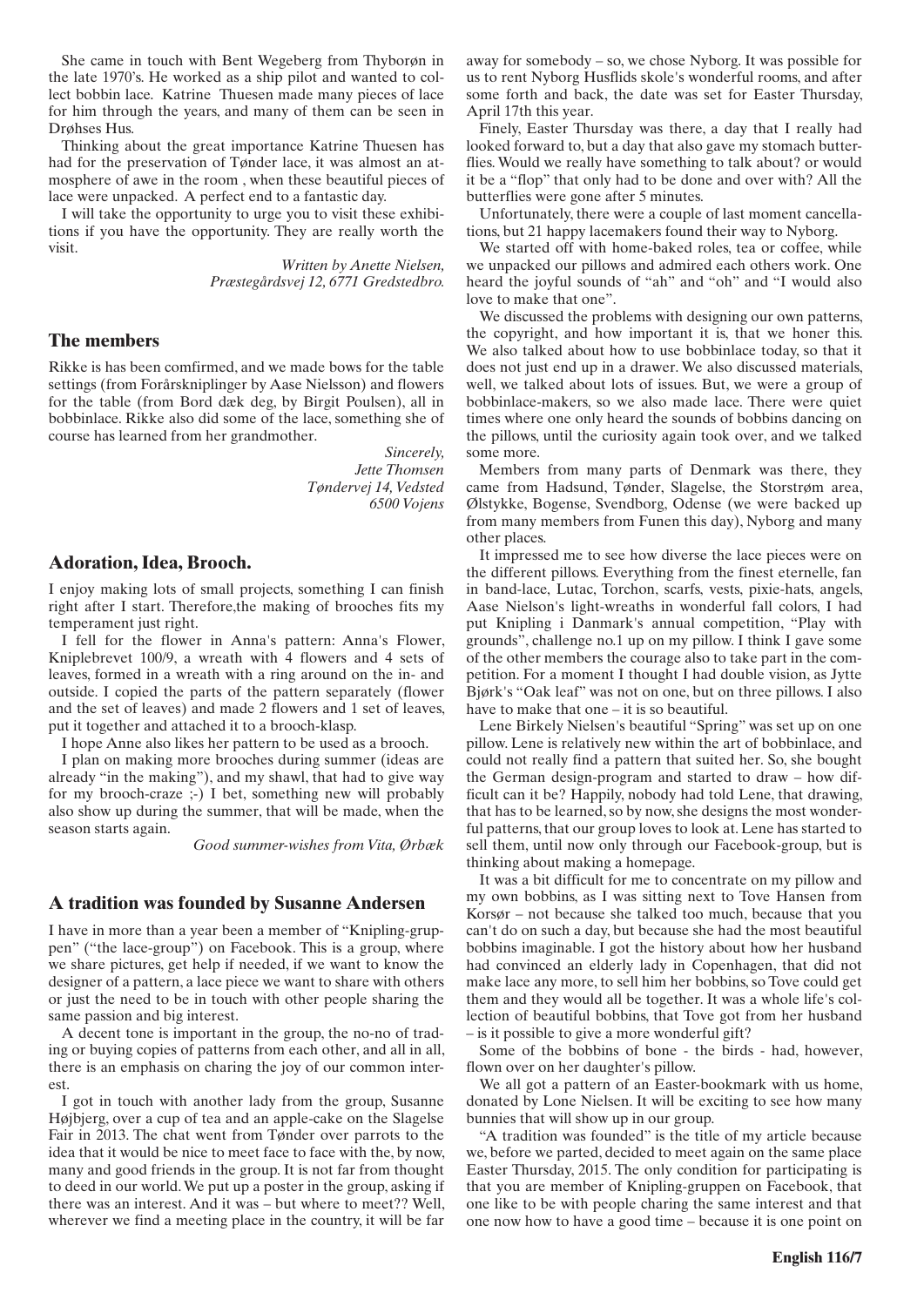She came in touch with Bent Wegeberg from Thyborøn in the late 1970's. He worked as a ship pilot and wanted to collect bobbin lace. Katrine Thuesen made many pieces of lace for him through the years, and many of them can be seen in Drøhses Hus.

Thinking about the great importance Katrine Thuesen has had for the preservation of Tønder lace, it was almost an atmosphere of awe in the room , when these beautiful pieces of lace were unpacked. A perfect end to a fantastic day.

I will take the opportunity to urge you to visit these exhibitions if you have the opportunity. They are really worth the visit.

*Written by Anette Nielsen,*
*Præstegårdsvej 12, 6771 Gredstedbro.*

## The members

Rikke is has been comfirmed, and we made bows for the table settings (from Forårskniplinger by Aase Nielsson) and flowers for the table (from Bord dæk deg, by Birgit Poulsen), all in bobbinlace. Rikke also did some of the lace, something she of course has learned from her grandmother.

*Sincerely,*
*Jette Thomsen*
*Tøndervej 14, Vedsted*
*6500 Vojens*

## Adoration, Idea, Brooch.

I enjoy making lots of small projects, something I can finish right after I start. Therefore,the making of brooches fits my temperament just right.

I fell for the flower in Anna's pattern: Anna's Flower, Kniplebrevet 100/9, a wreath with 4 flowers and 4 sets of leaves, formed in a wreath with a ring around on the in- and outside. I copied the parts of the pattern separately (flower and the set of leaves) and made 2 flowers and 1 set of leaves, put it together and attached it to a brooch-klasp.

I hope Anne also likes her pattern to be used as a brooch.

I plan on making more brooches during summer (ideas are already "in the making"), and my shawl, that had to give way for my brooch-craze ;-) I bet, something new will probably also show up during the summer, that will be made, when the season starts again.

*Good summer-wishes from Vita, Ørbæk*

## A tradition was founded by Susanne Andersen

I have in more than a year been a member of "Knipling-gruppen" ("the lace-group") on Facebook. This is a group, where we share pictures, get help if needed, if we want to know the designer of a pattern, a lace piece we want to share with others or just the need to be in touch with other people sharing the same passion and big interest.

A decent tone is important in the group, the no-no of trading or buying copies of patterns from each other, and all in all, there is an emphasis on charing the joy of our common interest.

I got in touch with another lady from the group, Susanne Højbjerg, over a cup of tea and an apple-cake on the Slagelse Fair in 2013. The chat went from Tønder over parrots to the idea that it would be nice to meet face to face with the, by now, many and good friends in the group. It is not far from thought to deed in our world. We put up a poster in the group, asking if there was an interest. And it was – but where to meet?? Well, wherever we find a meeting place in the country, it will be far away for somebody – so, we chose Nyborg. It was possible for us to rent Nyborg Husflids skole's wonderful rooms, and after some forth and back, the date was set for Easter Thursday, April 17th this year.

Finely, Easter Thursday was there, a day that I really had looked forward to, but a day that also gave my stomach butterflies. Would we really have something to talk about? or would it be a "flop" that only had to be done and over with? All the butterflies were gone after 5 minutes.

Unfortunately, there were a couple of last moment cancellations, but 21 happy lacemakers found their way to Nyborg.

We started off with home-baked roles, tea or coffee, while we unpacked our pillows and admired each others work. One heard the joyful sounds of "ah" and "oh" and "I would also love to make that one".

We discussed the problems with designing our own patterns, the copyright, and how important it is, that we honer this. We also talked about how to use bobbinlace today, so that it does not just end up in a drawer. We also discussed materials, well, we talked about lots of issues. But, we were a group of bobbinlace-makers, so we also made lace. There were quiet times where one only heard the sounds of bobbins dancing on the pillows, until the curiosity again took over, and we talked some more.

Members from many parts of Denmark was there, they came from Hadsund, Tønder, Slagelse, the Storstrøm area, Ølstykke, Bogense, Svendborg, Odense (we were backed up from many members from Funen this day), Nyborg and many other places.

It impressed me to see how diverse the lace pieces were on the different pillows. Everything from the finest eternelle, fan in band-lace, Lutac, Torchon, scarfs, vests, pixie-hats, angels, Aase Nielson's light-wreaths in wonderful fall colors, I had put Knipling i Danmark's annual competition, "Play with grounds", challenge no.1 up on my pillow. I think I gave some of the other members the courage also to take part in the competition. For a moment I thought I had double vision, as Jytte Bjørk's "Oak leaf" was not on one, but on three pillows. I also have to make that one – it is so beautiful.

Lene Birkely Nielsen's beautiful "Spring" was set up on one pillow. Lene is relatively new within the art of bobbinlace, and could not really find a pattern that suited her. So, she bought the German design-program and started to draw – how difficult can it be? Happily, nobody had told Lene, that drawing, that has to be learned, so by now, she designs the most wonderful patterns, that our group loves to look at. Lene has started to sell them, until now only through our Facebook-group, but is thinking about making a homepage.

It was a bit difficult for me to concentrate on my pillow and my own bobbins, as I was sitting next to Tove Hansen from Korsør – not because she talked too much, because that you can't do on such a day, but because she had the most beautiful bobbins imaginable. I got the history about how her husband had convinced an elderly lady in Copenhagen, that did not make lace any more, to sell him her bobbins, so Tove could get them and they would all be together. It was a whole life's collection of beautiful bobbins, that Tove got from her husband – is it possible to give a more wonderful gift?

Some of the bobbins of bone - the birds - had, however, flown over on her daughter's pillow.

We all got a pattern of an Easter-bookmark with us home, donated by Lone Nielsen. It will be exciting to see how many bunnies that will show up in our group.

"A tradition was founded" is the title of my article because we, before we parted, decided to meet again on the same place Easter Thursday, 2015. The only condition for participating is that you are member of Knipling-gruppen on Facebook, that one like to be with people charing the same interest and that one now how to have a good time – because it is one point on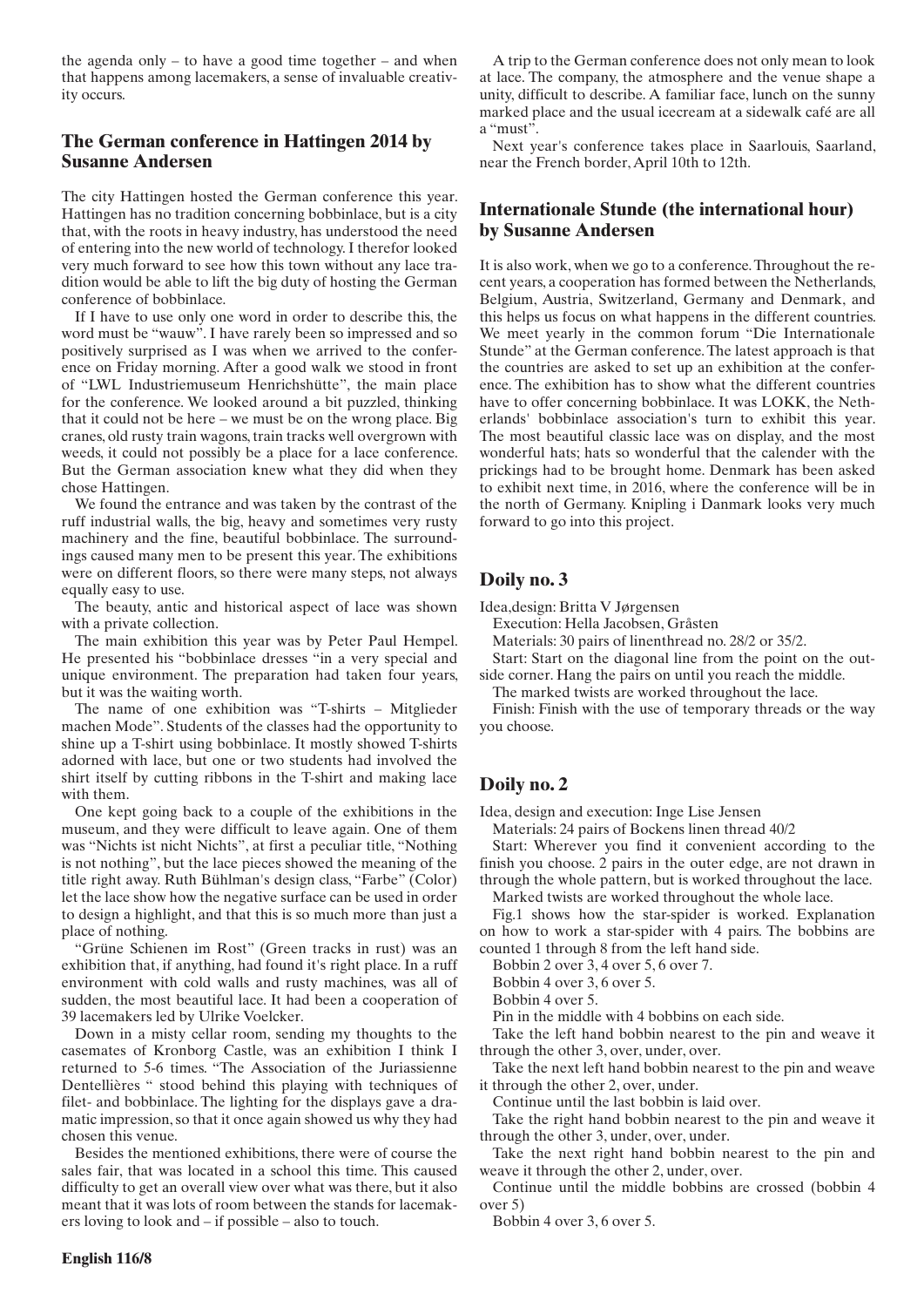the agenda only – to have a good time together – and when that happens among lacemakers, a sense of invaluable creativity occurs.

## The German conference in Hattingen 2014 by Susanne Andersen

The city Hattingen hosted the German conference this year. Hattingen has no tradition concerning bobbinlace, but is a city that, with the roots in heavy industry, has understood the need of entering into the new world of technology. I therefor looked very much forward to see how this town without any lace tradition would be able to lift the big duty of hosting the German conference of bobbinlace.

If I have to use only one word in order to describe this, the word must be "wauw". I have rarely been so impressed and so positively surprised as I was when we arrived to the conference on Friday morning. After a good walk we stood in front of "LWL Industriemuseum Henrichshütte", the main place for the conference. We looked around a bit puzzled, thinking that it could not be here – we must be on the wrong place. Big cranes, old rusty train wagons, train tracks well overgrown with weeds, it could not possibly be a place for a lace conference. But the German association knew what they did when they chose Hattingen.

We found the entrance and was taken by the contrast of the ruff industrial walls, the big, heavy and sometimes very rusty machinery and the fine, beautiful bobbinlace. The surroundings caused many men to be present this year. The exhibitions were on different floors, so there were many steps, not always equally easy to use.

The beauty, antic and historical aspect of lace was shown with a private collection.

The main exhibition this year was by Peter Paul Hempel. He presented his "bobbinlace dresses "in a very special and unique environment. The preparation had taken four years, but it was the waiting worth.

The name of one exhibition was "T-shirts – Mitglieder machen Mode". Students of the classes had the opportunity to shine up a T-shirt using bobbinlace. It mostly showed T-shirts adorned with lace, but one or two students had involved the shirt itself by cutting ribbons in the T-shirt and making lace with them.

One kept going back to a couple of the exhibitions in the museum, and they were difficult to leave again. One of them was "Nichts ist nicht Nichts", at first a peculiar title, "Nothing is not nothing", but the lace pieces showed the meaning of the title right away. Ruth Bühlman's design class, "Farbe" (Color) let the lace show how the negative surface can be used in order to design a highlight, and that this is so much more than just a place of nothing.

"Grüne Schienen im Rost" (Green tracks in rust) was an exhibition that, if anything, had found it's right place. In a ruff environment with cold walls and rusty machines, was all of sudden, the most beautiful lace. It had been a cooperation of 39 lacemakers led by Ulrike Voelcker.

Down in a misty cellar room, sending my thoughts to the casemates of Kronborg Castle, was an exhibition I think I returned to 5-6 times. "The Association of the Juriassienne Dentellières " stood behind this playing with techniques of filet- and bobbinlace. The lighting for the displays gave a dramatic impression, so that it once again showed us why they had chosen this venue.

Besides the mentioned exhibitions, there were of course the sales fair, that was located in a school this time. This caused difficulty to get an overall view over what was there, but it also meant that it was lots of room between the stands for lacemakers loving to look and – if possible – also to touch.

A trip to the German conference does not only mean to look at lace. The company, the atmosphere and the venue shape a unity, difficult to describe. A familiar face, lunch on the sunny marked place and the usual icecream at a sidewalk café are all a "must".

Next year's conference takes place in Saarlouis, Saarland, near the French border, April 10th to 12th.

## Internationale Stunde (the international hour) by Susanne Andersen

It is also work, when we go to a conference. Throughout the recent years, a cooperation has formed between the Netherlands, Belgium, Austria, Switzerland, Germany and Denmark, and this helps us focus on what happens in the different countries. We meet yearly in the common forum "Die Internationale Stunde" at the German conference. The latest approach is that the countries are asked to set up an exhibition at the conference. The exhibition has to show what the different countries have to offer concerning bobbinlace. It was LOKK, the Netherlands' bobbinlace association's turn to exhibit this year. The most beautiful classic lace was on display, and the most wonderful hats; hats so wonderful that the calender with the prickings had to be brought home. Denmark has been asked to exhibit next time, in 2016, where the conference will be in the north of Germany. Knipling i Danmark looks very much forward to go into this project.

## Doily no. 3

Idea,design: Britta V Jørgensen

Execution: Hella Jacobsen, Gråsten

Materials: 30 pairs of linenthread no. 28/2 or 35/2.

Start: Start on the diagonal line from the point on the outside corner. Hang the pairs on until you reach the middle.

The marked twists are worked throughout the lace.

Finish: Finish with the use of temporary threads or the way you choose.

## Doily no. 2

Idea, design and execution: Inge Lise Jensen

Materials: 24 pairs of Bockens linen thread 40/2

Start: Wherever you find it convenient according to the finish you choose. 2 pairs in the outer edge, are not drawn in through the whole pattern, but is worked throughout the lace.

Marked twists are worked throughout the whole lace.

Fig.1 shows how the star-spider is worked. Explanation on how to work a star-spider with 4 pairs. The bobbins are counted 1 through 8 from the left hand side.

Bobbin 2 over 3, 4 over 5, 6 over 7.

Bobbin 4 over 3, 6 over 5.

Bobbin 4 over 5.

Pin in the middle with 4 bobbins on each side.

Take the left hand bobbin nearest to the pin and weave it through the other 3, over, under, over.

Take the next left hand bobbin nearest to the pin and weave it through the other 2, over, under.

Continue until the last bobbin is laid over.

Take the right hand bobbin nearest to the pin and weave it through the other 3, under, over, under.

Take the next right hand bobbin nearest to the pin and weave it through the other 2, under, over.

Continue until the middle bobbins are crossed (bobbin 4 over 5)

Bobbin 4 over 3, 6 over 5.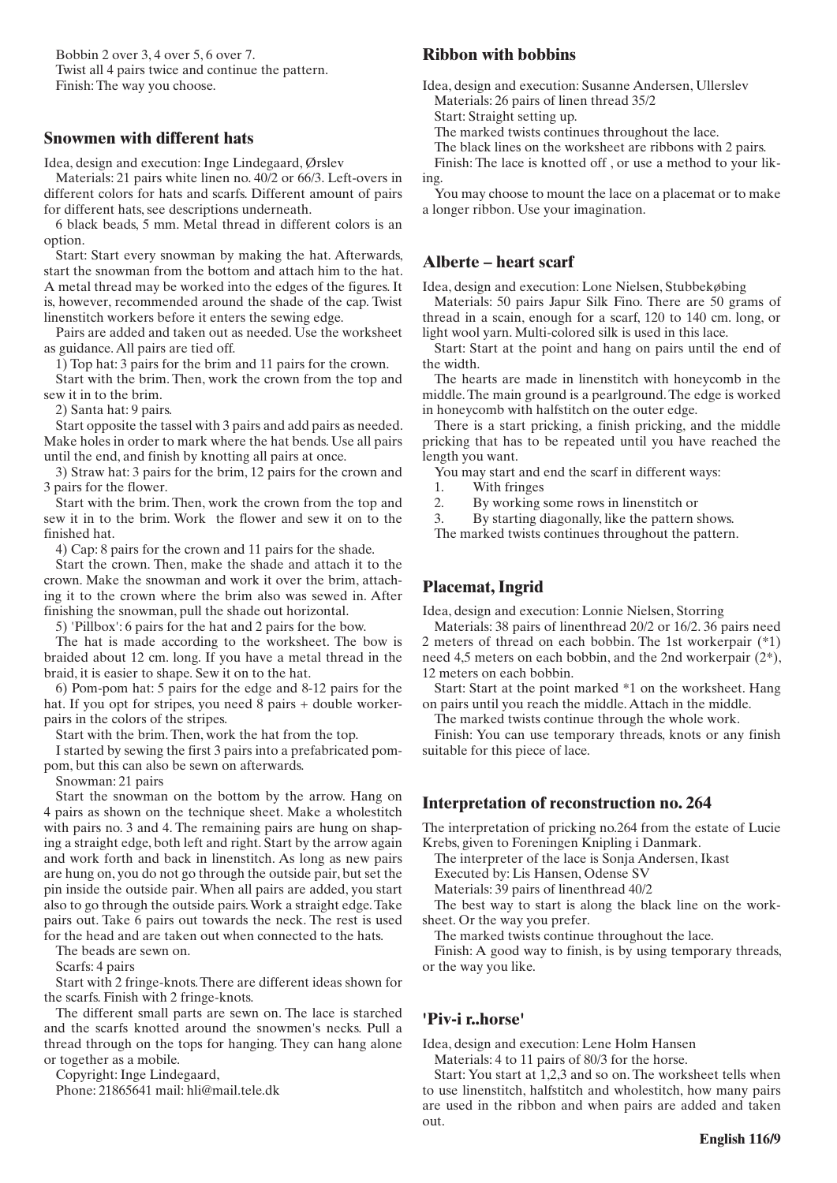Bobbin 2 over 3, 4 over 5, 6 over 7.
Twist all 4 pairs twice and continue the pattern.
Finish: The way you choose.

## Snowmen with different hats

Idea, design and execution: Inge Lindegaard, Ørslev

Materials: 21 pairs white linen no. 40/2 or 66/3. Left-overs in different colors for hats and scarfs. Different amount of pairs for different hats, see descriptions underneath.

6 black beads, 5 mm. Metal thread in different colors is an option.

Start: Start every snowman by making the hat. Afterwards, start the snowman from the bottom and attach him to the hat. A metal thread may be worked into the edges of the figures. It is, however, recommended around the shade of the cap. Twist linenstitch workers before it enters the sewing edge.

Pairs are added and taken out as needed. Use the worksheet as guidance. All pairs are tied off.

1) Top hat: 3 pairs for the brim and 11 pairs for the crown.

Start with the brim. Then, work the crown from the top and sew it in to the brim.

2) Santa hat: 9 pairs.

Start opposite the tassel with 3 pairs and add pairs as needed. Make holes in order to mark where the hat bends. Use all pairs until the end, and finish by knotting all pairs at once.

3) Straw hat: 3 pairs for the brim, 12 pairs for the crown and 3 pairs for the flower.

Start with the brim. Then, work the crown from the top and sew it in to the brim. Work the flower and sew it on to the finished hat.

4) Cap: 8 pairs for the crown and 11 pairs for the shade.

Start the crown. Then, make the shade and attach it to the crown. Make the snowman and work it over the brim, attaching it to the crown where the brim also was sewed in. After finishing the snowman, pull the shade out horizontal.

5) 'Pillbox': 6 pairs for the hat and 2 pairs for the bow.

The hat is made according to the worksheet. The bow is braided about 12 cm. long. If you have a metal thread in the braid, it is easier to shape. Sew it on to the hat.

6) Pom-pom hat: 5 pairs for the edge and 8-12 pairs for the hat. If you opt for stripes, you need 8 pairs + double workerpairs in the colors of the stripes.

Start with the brim. Then, work the hat from the top.

I started by sewing the first 3 pairs into a prefabricated pompom, but this can also be sewn on afterwards.

Snowman: 21 pairs

Start the snowman on the bottom by the arrow. Hang on 4 pairs as shown on the technique sheet. Make a wholestitch with pairs no. 3 and 4. The remaining pairs are hung on shaping a straight edge, both left and right. Start by the arrow again and work forth and back in linenstitch. As long as new pairs are hung on, you do not go through the outside pair, but set the pin inside the outside pair. When all pairs are added, you start also to go through the outside pairs. Work a straight edge. Take pairs out. Take 6 pairs out towards the neck. The rest is used for the head and are taken out when connected to the hats.

The beads are sewn on.

Scarfs: 4 pairs

Start with 2 fringe-knots. There are different ideas shown for the scarfs. Finish with 2 fringe-knots.

The different small parts are sewn on. The lace is starched and the scarfs knotted around the snowmen's necks. Pull a thread through on the tops for hanging. They can hang alone or together as a mobile.

Copyright: Inge Lindegaard,
Phone: 21865641 mail: hli@mail.tele.dk

## Ribbon with bobbins

Idea, design and execution: Susanne Andersen, Ullerslev

Materials: 26 pairs of linen thread 35/2

Start: Straight setting up.

The marked twists continues throughout the lace.

The black lines on the worksheet are ribbons with 2 pairs.

Finish: The lace is knotted off , or use a method to your liking.

You may choose to mount the lace on a placemat or to make a longer ribbon. Use your imagination.

## Alberte – heart scarf

Idea, design and execution: Lone Nielsen, Stubbekøbing

Materials: 50 pairs Japur Silk Fino. There are 50 grams of thread in a scain, enough for a scarf, 120 to 140 cm. long, or light wool yarn. Multi-colored silk is used in this lace.

Start: Start at the point and hang on pairs until the end of the width.

The hearts are made in linenstitch with honeycomb in the middle. The main ground is a pearlground. The edge is worked in honeycomb with halfstitch on the outer edge.

There is a start pricking, a finish pricking, and the middle pricking that has to be repeated until you have reached the length you want.

You may start and end the scarf in different ways:

1. With fringes
2. By working some rows in linenstitch or
3. By starting diagonally, like the pattern shows.

The marked twists continues throughout the pattern.

## Placemat, Ingrid

Idea, design and execution: Lonnie Nielsen, Storring

Materials: 38 pairs of linenthread 20/2 or 16/2. 36 pairs need 2 meters of thread on each bobbin. The 1st workerpair (*1) need 4,5 meters on each bobbin, and the 2nd workerpair (2*), 12 meters on each bobbin.

Start: Start at the point marked *1 on the worksheet. Hang on pairs until you reach the middle. Attach in the middle.

The marked twists continue through the whole work.

Finish: You can use temporary threads, knots or any finish suitable for this piece of lace.

## Interpretation of reconstruction no. 264

The interpretation of pricking no.264 from the estate of Lucie Krebs, given to Foreningen Knipling i Danmark.

The interpreter of the lace is Sonja Andersen, Ikast

Executed by: Lis Hansen, Odense SV

Materials: 39 pairs of linenthread 40/2

The best way to start is along the black line on the worksheet. Or the way you prefer.

The marked twists continue throughout the lace.

Finish: A good way to finish, is by using temporary threads, or the way you like.

## 'Piv-i r..horse'

Idea, design and execution: Lene Holm Hansen

Materials: 4 to 11 pairs of 80/3 for the horse.

Start: You start at 1,2,3 and so on. The worksheet tells when to use linenstitch, halfstitch and wholestitch, how many pairs are used in the ribbon and when pairs are added and taken out.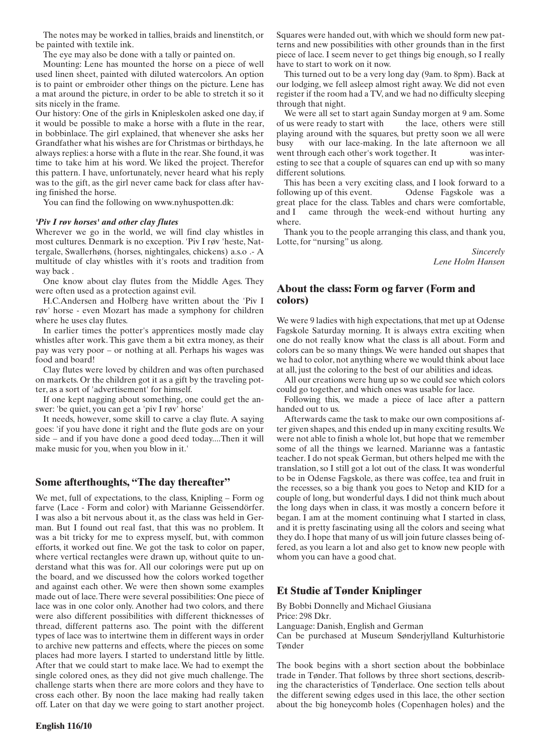The notes may be worked in tallies, braids and linenstitch, or be painted with textile ink.

The eye may also be done with a tally or painted on.

Mounting: Lene has mounted the horse on a piece of well used linen sheet, painted with diluted watercolors. An option is to paint or embroider other things on the picture. Lene has a mat around the picture, in order to be able to stretch it so it sits nicely in the frame.

Our history: One of the girls in Knipleskolen asked one day, if it would be possible to make a horse with a flute in the rear, in bobbinlace. The girl explained, that whenever she asks her Grandfather what his wishes are for Christmas or birthdays, he always replies: a horse with a flute in the rear. She found, it was time to take him at his word. We liked the project. Therefor this pattern. I have, unfortunately, never heard what his reply was to the gift, as the girl never came back for class after having finished the horse.

You can find the following on www.nyhuspotten.dk:

***'Piv I røv horses' and other clay flutes***

Wherever we go in the world, we will find clay whistles in most cultures. Denmark is no exception. 'Piv I røv 'heste, Nattergale, Swallerhøns, (horses, nightingales, chickens) a.s.o .- A multitude of clay whistles with it's roots and tradition from way back .

One know about clay flutes from the Middle Ages. They were often used as a protection against evil.

H.C.Andersen and Holberg have written about the 'Piv I røv' horse - even Mozart has made a symphony for children where he uses clay flutes.

In earlier times the potter's apprentices mostly made clay whistles after work. This gave them a bit extra money, as their pay was very poor – or nothing at all. Perhaps his wages was food and board!

Clay flutes were loved by children and was often purchased on markets. Or the children got it as a gift by the traveling potter, as a sort of 'advertisement' for himself.

If one kept nagging about something, one could get the answer: 'be quiet, you can get a 'piv I røv' horse'

It needs, however, some skill to carve a clay flute. A saying goes: 'if you have done it right and the flute gods are on your side – and if you have done a good deed today....Then it will make music for you, when you blow in it.'

## Some afterthoughts, "The day thereafter"

We met, full of expectations, to the class, Knipling – Form og farve (Lace - Form and color) with Marianne Geissendörfer. I was also a bit nervous about it, as the class was held in German. But I found out real fast, that this was no problem. It was a bit tricky for me to express myself, but, with common efforts, it worked out fine. We got the task to color on paper, where vertical rectangles were drawn up, without quite to understand what this was for. All our colorings were put up on the board, and we discussed how the colors worked together and against each other. We were then shown some examples made out of lace. There were several possibilities: One piece of lace was in one color only. Another had two colors, and there were also different possibilities with different thicknesses of thread, different patterns aso. The point with the different types of lace was to intertwine them in different ways in order to archive new patterns and effects, where the pieces on some places had more layers. I started to understand little by little. After that we could start to make lace. We had to exempt the single colored ones, as they did not give much challenge. The challenge starts when there are more colors and they have to cross each other. By noon the lace making had really taken off. Later on that day we were going to start another project. Squares were handed out, with which we should form new patterns and new possibilities with other grounds than in the first piece of lace. I seem never to get things big enough, so I really have to start to work on it now.

This turned out to be a very long day (9am. to 8pm). Back at our lodging, we fell asleep almost right away. We did not even register if the room had a TV, and we had no difficulty sleeping through that night.

We were all set to start again Sunday morgen at 9 am. Some of us were ready to start with the lace, others were still playing around with the squares, but pretty soon we all were busy with our lace-making. In the late afternoon we all went through each other's work together. It was interesting to see that a couple of squares can end up with so many different solutions.

This has been a very exciting class, and I look forward to a following up of this event. Odense Fagskole was a great place for the class. Tables and chars were comfortable, and I came through the week-end without hurting any where.

Thank you to the people arranging this class, and thank you, Lotte, for "nursing" us along.

*Sincerely*
*Lene Holm Hansen*

## About the class: Form og farver (Form and colors)

We were 9 ladies with high expectations, that met up at Odense Fagskole Saturday morning. It is always extra exciting when one do not really know what the class is all about. Form and colors can be so many things. We were handed out shapes that we had to color, not anything where we would think about lace at all, just the coloring to the best of our abilities and ideas.

All our creations were hung up so we could see which colors could go together, and which ones was usable for lace.

Following this, we made a piece of lace after a pattern handed out to us.

Afterwards came the task to make our own compositions after given shapes, and this ended up in many exciting results. We were not able to finish a whole lot, but hope that we remember some of all the things we learned. Marianne was a fantastic teacher. I do not speak German, but others helped me with the translation, so I still got a lot out of the class. It was wonderful to be in Odense Fagskole, as there was coffee, tea and fruit in the recesses, so a big thank you goes to Netop and KID for a couple of long, but wonderful days. I did not think much about the long days when in class, it was mostly a concern before it began. I am at the moment continuing what I started in class, and it is pretty fascinating using all the colors and seeing what they do. I hope that many of us will join future classes being offered, as you learn a lot and also get to know new people with whom you can have a good chat.

## Et Studie af Tønder Kniplinger

By Bobbi Donnelly and Michael Giusiana
Price: 298 Dkr.
Language: Danish, English and German
Can be purchased at Museum Sønderjylland Kulturhistorie Tønder

The book begins with a short section about the bobbinlace trade in Tønder. That follows by three short sections, describing the characteristics of Tønderlace. One section tells about the different sewing edges used in this lace, the other section about the big honeycomb holes (Copenhagen holes) and the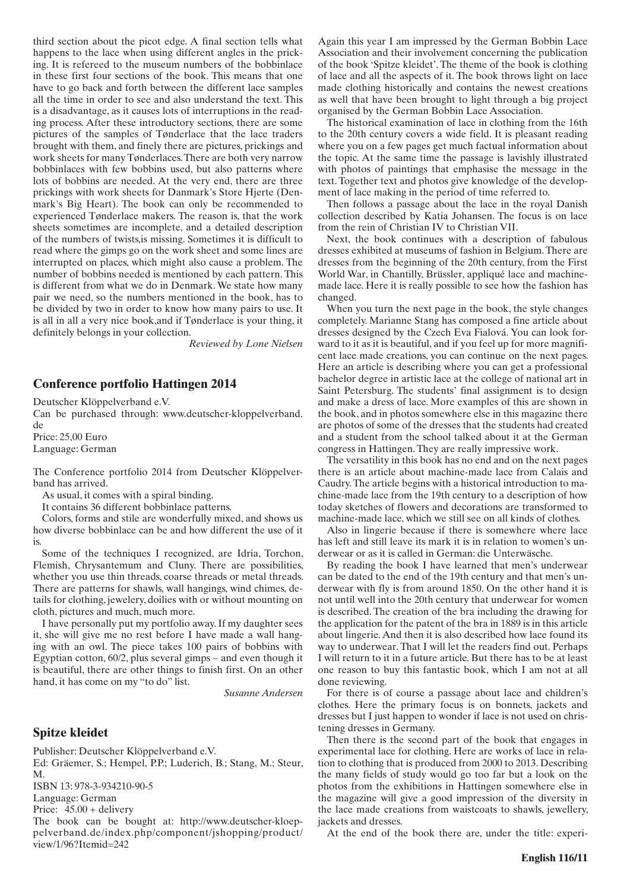third section about the picot edge. A final section tells what happens to the lace when using different angles in the pricking. It is refereed to the museum numbers of the bobbinlace in these first four sections of the book. This means that one have to go back and forth between the different lace samples all the time in order to see and also understand the text. This is a disadvantage, as it causes lots of interruptions in the reading process. After these introductory sections, there are some pictures of the samples of Tønderlace that the lace traders brought with them, and finely there are pictures, prickings and work sheets for many Tønderlaces. There are both very narrow bobbinlaces with few bobbins used, but also patterns where lots of bobbins are needed. At the very end, there are three prickings with work sheets for Danmark's Store Hjerte (Denmark's Big Heart). The book can only be recommended to experienced Tønderlace makers. The reason is, that the work sheets sometimes are incomplete, and a detailed description of the numbers of twists,is missing. Sometimes it is difficult to read where the gimps go on the work sheet and some lines are interrupted on places, which might also cause a problem. The number of bobbins needed is mentioned by each pattern. This is different from what we do in Denmark. We state how many pair we need, so the numbers mentioned in the book, has to be divided by two in order to know how many pairs to use. It is all in all a very nice book,and if Tønderlace is your thing, it definitely belongs in your collection.

*Reviewed by Lone Nielsen*

## Conference portfolio Hattingen 2014

Deutscher Klöppelverband e.V.
Can be purchased through: www.deutscher-kloppelverband.de
Price: 25,00 Euro
Language: German

The Conference portfolio 2014 from Deutscher Klöppelverband has arrived.

As usual, it comes with a spiral binding.

It contains 36 different bobbinlace patterns.

Colors, forms and stile are wonderfully mixed, and shows us how diverse bobbinlace can be and how different the use of it is.

Some of the techniques I recognized, are Idria, Torchon, Flemish, Chrysantemum and Cluny. There are possibilities, whether you use thin threads, coarse threads or metal threads. There are patterns for shawls, wall hangings, wind chimes, details for clothing, jewelery, doilies with or without mounting on cloth, pictures and much, much more.

I have personally put my portfolio away. If my daughter sees it, she will give me no rest before I have made a wall hanging with an owl. The piece takes 100 pairs of bobbins with Egyptian cotton, 60/2, plus several gimps – and even though it is beautiful, there are other things to finish first. On an other hand, it has come on my "to do" list.

*Susanne Andersen*

## Spitze kleidet

Publisher: Deutscher Klöppelverband e.V.
Ed: Gräemer, S.; Hempel, P.P.; Luderich, B.; Stang, M.; Steur, M.
ISBN 13: 978-3-934210-90-5
Language: German
Price: 45.00 + delivery
The book can be bought at: http://www.deutscher-kloeppelverband.de/index.php/component/jshopping/product/view/1/96?Itemid=242

Again this year I am impressed by the German Bobbin Lace Association and their involvement concerning the publication of the book 'Spitze kleidet'. The theme of the book is clothing of lace and all the aspects of it. The book throws light on lace made clothing historically and contains the newest creations as well that have been brought to light through a big project organised by the German Bobbin Lace Association.

The historical examination of lace in clothing from the 16th to the 20th century covers a wide field. It is pleasant reading where you on a few pages get much factual information about the topic. At the same time the passage is lavishly illustrated with photos of paintings that emphasise the message in the text. Together text and photos give knowledge of the development of lace making in the period of time referred to.

Then follows a passage about the lace in the royal Danish collection described by Katia Johansen. The focus is on lace from the rein of Christian IV to Christian VII.

Next, the book continues with a description of fabulous dresses exhibited at museums of fashion in Belgium. There are dresses from the beginning of the 20th century, from the First World War, in Chantilly, Brüssler, appliqué lace and machine-made lace. Here it is really possible to see how the fashion has changed.

When you turn the next page in the book, the style changes completely. Marianne Stang has composed a fine article about dresses designed by the Czech Eva Fialová. You can look forward to it as it is beautiful, and if you feel up for more magnificent lace made creations, you can continue on the next pages. Here an article is describing where you can get a professional bachelor degree in artistic lace at the college of national art in Saint Petersburg. The students' final assignment is to design and make a dress of lace. More examples of this are shown in the book, and in photos somewhere else in this magazine there are photos of some of the dresses that the students had created and a student from the school talked about it at the German congress in Hattingen. They are really impressive work.

The versatility in this book has no end and on the next pages there is an article about machine-made lace from Calais and Caudry. The article begins with a historical introduction to machine-made lace from the 19th century to a description of how today sketches of flowers and decorations are transformed to machine-made lace, which we still see on all kinds of clothes.

Also in lingerie because if there is somewhere where lace has left and still leave its mark it is in relation to women's underwear or as it is called in German: die Unterwäsche.

By reading the book I have learned that men's underwear can be dated to the end of the 19th century and that men's underwear with fly is from around 1850. On the other hand it is not until well into the 20th century that underwear for women is described. The creation of the bra including the drawing for the application for the patent of the bra in 1889 is in this article about lingerie. And then it is also described how lace found its way to underwear. That I will let the readers find out. Perhaps I will return to it in a future article. But there has to be at least one reason to buy this fantastic book, which I am not at all done reviewing.

For there is of course a passage about lace and children's clothes. Here the primary focus is on bonnets, jackets and dresses but I just happen to wonder if lace is not used on christening dresses in Germany.

Then there is the second part of the book that engages in experimental lace for clothing. Here are works of lace in relation to clothing that is produced from 2000 to 2013. Describing the many fields of study would go too far but a look on the photos from the exhibitions in Hattingen somewhere else in the magazine will give a good impression of the diversity in the lace made creations from waistcoats to shawls, jewellery, jackets and dresses.

At the end of the book there are, under the title: experi-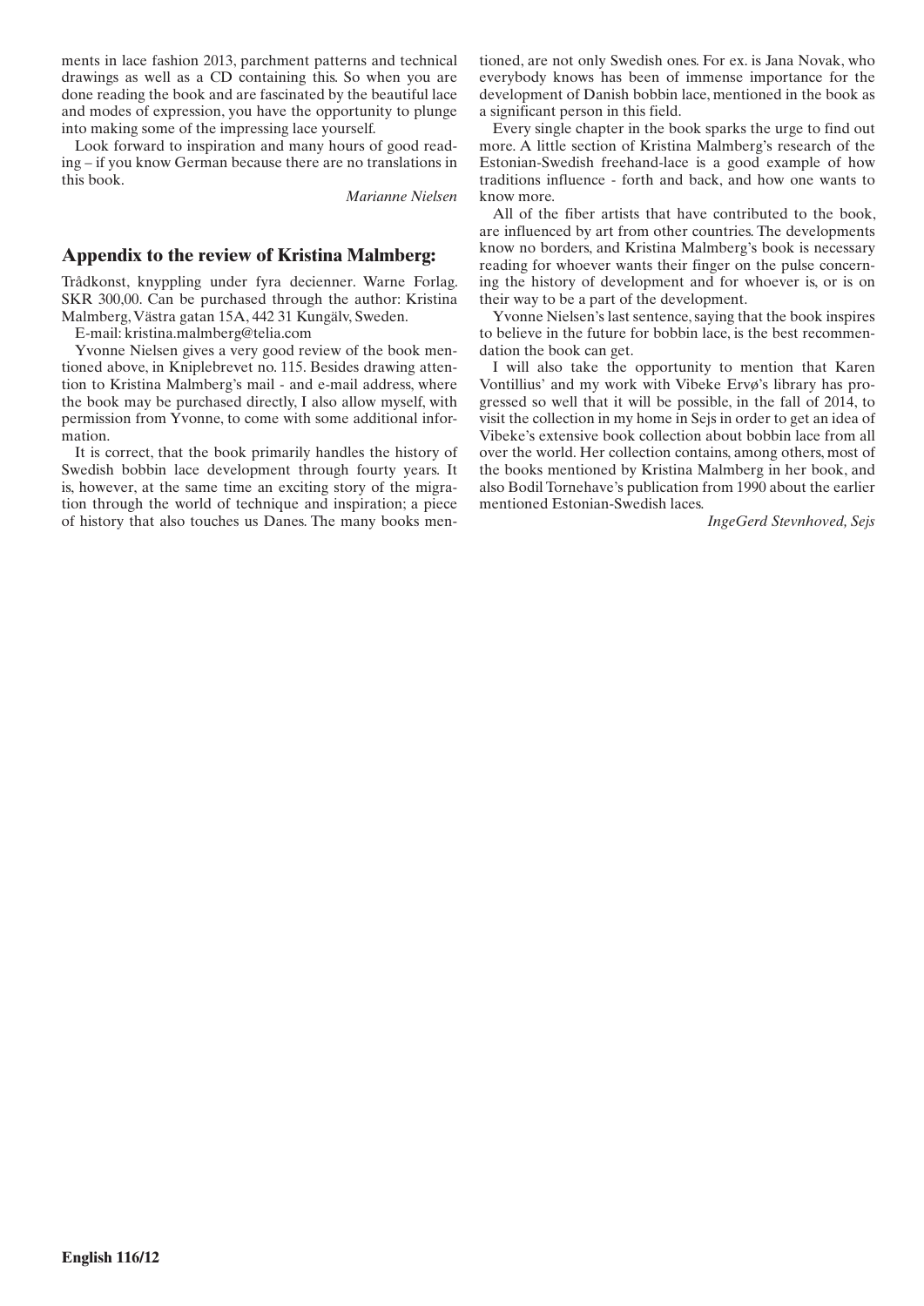ments in lace fashion 2013, parchment patterns and technical drawings as well as a CD containing this. So when you are done reading the book and are fascinated by the beautiful lace and modes of expression, you have the opportunity to plunge into making some of the impressing lace yourself.

Look forward to inspiration and many hours of good reading – if you know German because there are no translations in this book.

*Marianne Nielsen*

## Appendix to the review of Kristina Malmberg:

Trådkonst, knyppling under fyra decienner. Warne Forlag. SKR 300,00. Can be purchased through the author: Kristina Malmberg, Västra gatan 15A, 442 31 Kungälv, Sweden.

E-mail: kristina.malmberg@telia.com

Yvonne Nielsen gives a very good review of the book mentioned above, in Kniplebrevet no. 115. Besides drawing attention to Kristina Malmberg's mail - and e-mail address, where the book may be purchased directly, I also allow myself, with permission from Yvonne, to come with some additional information.

It is correct, that the book primarily handles the history of Swedish bobbin lace development through fourty years. It is, however, at the same time an exciting story of the migration through the world of technique and inspiration; a piece of history that also touches us Danes. The many books mentioned, are not only Swedish ones. For ex. is Jana Novak, who everybody knows has been of immense importance for the development of Danish bobbin lace, mentioned in the book as a significant person in this field.

Every single chapter in the book sparks the urge to find out more. A little section of Kristina Malmberg's research of the Estonian-Swedish freehand-lace is a good example of how traditions influence - forth and back, and how one wants to know more.

All of the fiber artists that have contributed to the book, are influenced by art from other countries. The developments know no borders, and Kristina Malmberg's book is necessary reading for whoever wants their finger on the pulse concerning the history of development and for whoever is, or is on their way to be a part of the development.

Yvonne Nielsen's last sentence, saying that the book inspires to believe in the future for bobbin lace, is the best recommendation the book can get.

I will also take the opportunity to mention that Karen Vontillius' and my work with Vibeke Ervø's library has progressed so well that it will be possible, in the fall of 2014, to visit the collection in my home in Sejs in order to get an idea of Vibeke's extensive book collection about bobbin lace from all over the world. Her collection contains, among others, most of the books mentioned by Kristina Malmberg in her book, and also Bodil Tornehave's publication from 1990 about the earlier mentioned Estonian-Swedish laces.

*IngeGerd Stevnhoved, Sejs*